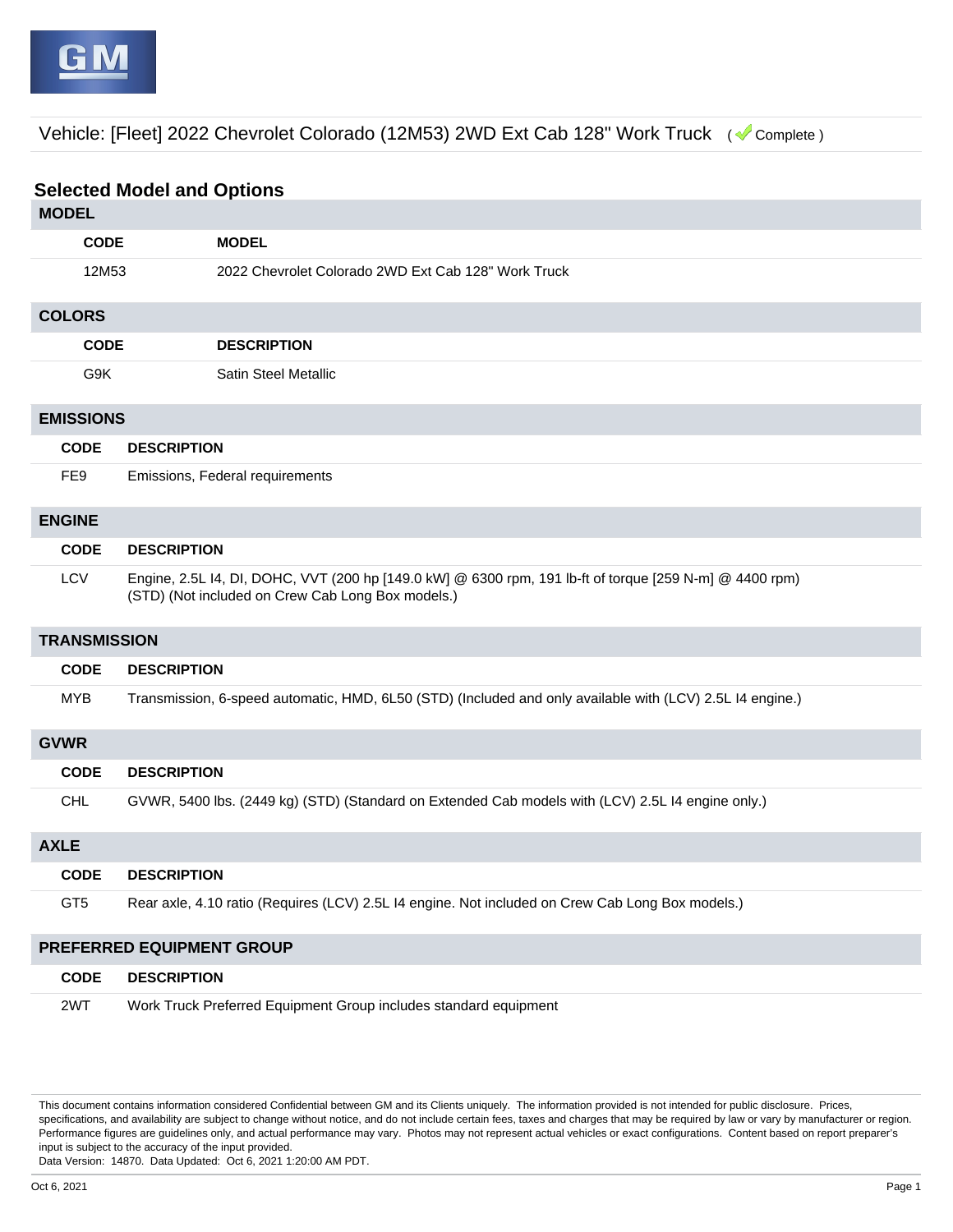Vehicle: [Fleet] 2022 Chevrolet Colorado (12M53) 2WD Ext Cab 128" Work Truck ( Complete )

## Selected Model and Options

### MODEL

| CODE | MODEL |
| --- | --- |
| 12M53 | 2022 Chevrolet Colorado 2WD Ext Cab 128" Work Truck |

### COLORS

| CODE | DESCRIPTION |
| --- | --- |
| G9K | Satin Steel Metallic |

### EMISSIONS

| CODE | DESCRIPTION |
| --- | --- |
| FE9 | Emissions, Federal requirements |

### ENGINE

| CODE | DESCRIPTION |
| --- | --- |
| LCV | Engine, 2.5L I4, DI, DOHC, VVT (200 hp [149.0 kW] @ 6300 rpm, 191 lb-ft of torque [259 N-m] @ 4400 rpm) (STD) (Not included on Crew Cab Long Box models.) |

### TRANSMISSION

| CODE | DESCRIPTION |
| --- | --- |
| MYB | Transmission, 6-speed automatic, HMD, 6L50 (STD) (Included and only available with (LCV) 2.5L I4 engine.) |

### GVWR

| CODE | DESCRIPTION |
| --- | --- |
| CHL | GVWR, 5400 lbs. (2449 kg) (STD) (Standard on Extended Cab models with (LCV) 2.5L I4 engine only.) |

### AXLE

| CODE | DESCRIPTION |
| --- | --- |
| GT5 | Rear axle, 4.10 ratio (Requires (LCV) 2.5L I4 engine. Not included on Crew Cab Long Box models.) |

### PREFERRED EQUIPMENT GROUP

| CODE | DESCRIPTION |
| --- | --- |
| 2WT | Work Truck Preferred Equipment Group includes standard equipment |

This document contains information considered Confidential between GM and its Clients uniquely. The information provided is not intended for public disclosure. Prices, specifications, and availability are subject to change without notice, and do not include certain fees, taxes and charges that may be required by law or vary by manufacturer or region. Performance figures are guidelines only, and actual performance may vary. Photos may not represent actual vehicles or exact configurations. Content based on report preparer's input is subject to the accuracy of the input provided.
Data Version: 14870. Data Updated: Oct 6, 2021 1:20:00 AM PDT.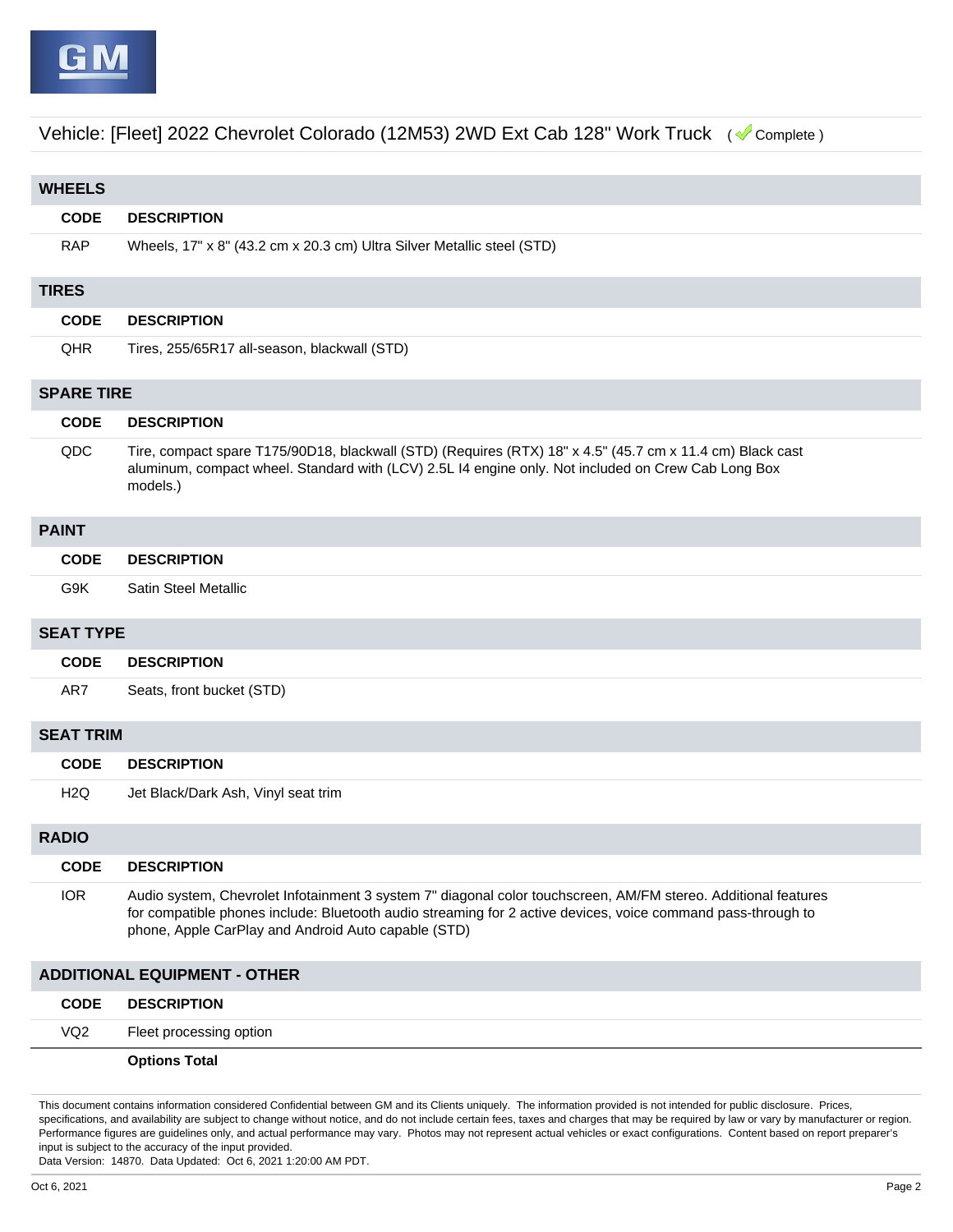Vehicle: [Fleet] 2022 Chevrolet Colorado (12M53) 2WD Ext Cab 128" Work Truck ( Complete )

## WHEELS

| CODE | DESCRIPTION |
| --- | --- |
| RAP | Wheels, 17" x 8" (43.2 cm x 20.3 cm) Ultra Silver Metallic steel (STD) |

## TIRES

| CODE | DESCRIPTION |
| --- | --- |
| QHR | Tires, 255/65R17 all-season, blackwall (STD) |

## SPARE TIRE

| CODE | DESCRIPTION |
| --- | --- |
| QDC | Tire, compact spare T175/90D18, blackwall (STD) (Requires (RTX) 18" x 4.5" (45.7 cm x 11.4 cm) Black cast aluminum, compact wheel. Standard with (LCV) 2.5L I4 engine only. Not included on Crew Cab Long Box models.) |

## PAINT

| CODE | DESCRIPTION |
| --- | --- |
| G9K | Satin Steel Metallic |

## SEAT TYPE

| CODE | DESCRIPTION |
| --- | --- |
| AR7 | Seats, front bucket (STD) |

## SEAT TRIM

| CODE | DESCRIPTION |
| --- | --- |
| H2Q | Jet Black/Dark Ash, Vinyl seat trim |

## RADIO

| CODE | DESCRIPTION |
| --- | --- |
| IOR | Audio system, Chevrolet Infotainment 3 system 7" diagonal color touchscreen, AM/FM stereo. Additional features for compatible phones include: Bluetooth audio streaming for 2 active devices, voice command pass-through to phone, Apple CarPlay and Android Auto capable (STD) |

## ADDITIONAL EQUIPMENT - OTHER

| CODE | DESCRIPTION |
| --- | --- |
| VQ2 | Fleet processing option |
| | **Options Total** |

This document contains information considered Confidential between GM and its Clients uniquely. The information provided is not intended for public disclosure. Prices, specifications, and availability are subject to change without notice, and do not include certain fees, taxes and charges that may be required by law or vary by manufacturer or region. Performance figures are guidelines only, and actual performance may vary. Photos may not represent actual vehicles or exact configurations. Content based on report preparer's input is subject to the accuracy of the input provided.
Data Version: 14870. Data Updated: Oct 6, 2021 1:20:00 AM PDT.

Oct 6, 2021